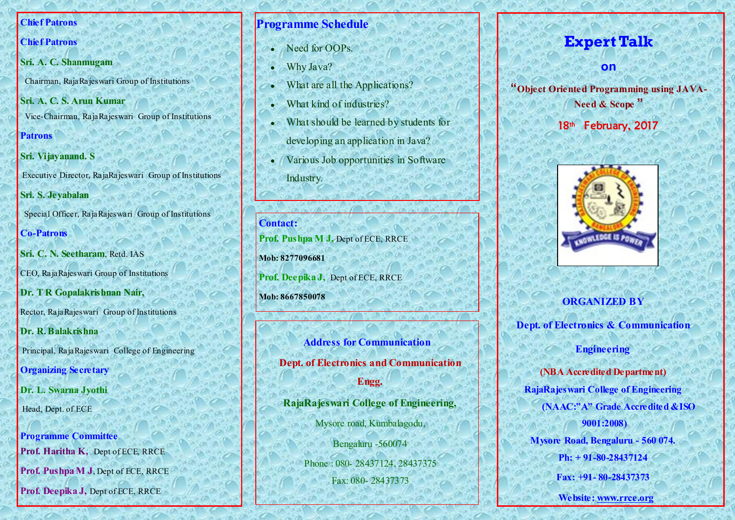**Chief Patrons**

**Chief Patrons**

**Sri. A. C. Shanmugam**

Chairman, RajaRajeswari Group of Institutions

**Sri. A. C. S. Arun Kumar**

Vice-Chairman, RajaRajeswari Group of Institutions

**Patrons**

**Sri. Vijayanand. S**

Executive Director, RajaRajeswari Group of Institutions

**Sri. S. Jeyabalan**

Special Officer, RajaRajeswari Group of Institutions

**Co-Patrons**

**Sri. C. N. Seetharam**, Retd. IAS

CEO, RajaRajeswari Group of Institutions

**Dr. T R Gopalakrishnan Nair,**

Rector, RajaRajeswari Group of Institutions

**Dr. R. Balakrishna**

Principal, RajaRajeswari College of Engineering

**Organizing Secretary**

**Dr. L. Swarna Jyothi**

Head, Dept. of ECE

**Programme Committee**

**Prof. Haritha K,** Dept of ECE, RRCE

**Prof. Pushpa M J**, Dept of ECE, RRCE

**Prof. Deepika J,** Dept of ECE, RRCE

## Programme Schedule

- Need for OOPs.
- Why Java?
- What are all the Applications?
- What kind of industries?
- What should be learned by students for developing an application in Java?
- Various Job opportunities in Software Industry.

**Contact:**

**Prof. Pushpa M J,** Dept of ECE, RRCE

**Mob: 8277096681**

**Prof. Deepika J,** Dept of ECE, RRCE

**Mob: 8667850078**

**Address for Communication**

**Dept. of Electronics and Communication Engg.**

**RajaRajeswari College of Engineering,**

Mysore road, Kumbalagodu,

Bengaluru -560074

Phone : 080- 28437124, 28437375

Fax: 080- 28437373

# Expert Talk

## on

**"Object Oriented Programming using JAVA- Need & Scope"**

**18th February, 2017**

**ORGANIZED BY**

**Dept. of Electronics & Communication Engineering**

**(NBA Accredited Department)**

**RajaRajeswari College of Engineering**

**(NAAC:"A" Grade Accredited &ISO 9001:2008)**

**Mysore Road, Bengaluru - 560 074.**

**Ph: + 91-80-28437124**

**Fax: +91- 80-28437373**

**Website: www.rrce.org**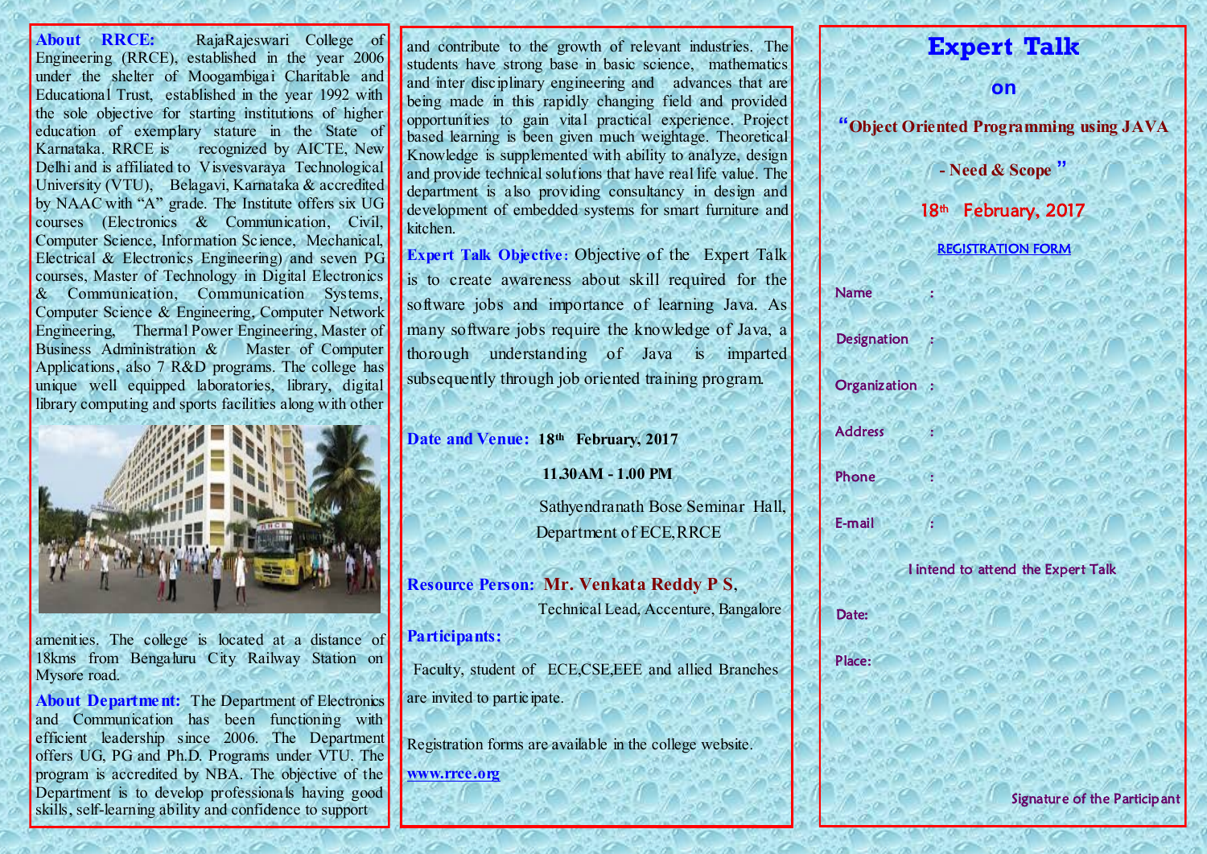**About RRCE:** RajaRajeswari College of Engineering (RRCE), established in the year 2006 under the shelter of Moogambigai Charitable and Educational Trust, established in the year 1992 with the sole objective for starting institutions of higher education of exemplary stature in the State of Karnataka. RRCE is recognized by AICTE, New Delhi and is affiliated to Visvesvaraya Technological University (VTU), Belagavi, Karnataka & accredited by NAAC with "A" grade. The Institute offers six UG courses (Electronics & Communication, Civil, Computer Science, Information Science, Mechanical, Electrical & Electronics Engineering) and seven PG courses, Master of Technology in Digital Electronics & Communication, Communication Systems, Computer Science & Engineering, Computer Network Engineering, Thermal Power Engineering, Master of Business Administration & Master of Computer Applications, also 7 R&D programs. The college has unique well equipped laboratories, library, digital library computing and sports facilities along with other amenities. The college is located at a distance of 18kms from Bengaluru City Railway Station on Mysore road.

**About Department:** The Department of Electronics and Communication has been functioning with efficient leadership since 2006. The Department offers UG, PG and Ph.D. Programs under VTU. The program is accredited by NBA. The objective of the Department is to develop professionals having good skills, self-learning ability and confidence to support and contribute to the growth of relevant industries. The students have strong base in basic science, mathematics and inter disciplinary engineering and advances that are being made in this rapidly changing field and provided opportunities to gain vital practical experience. Project based learning is been given much weightage. Theoretical Knowledge is supplemented with ability to analyze, design and provide technical solutions that have real life value. The department is also providing consultancy in design and development of embedded systems for smart furniture and kitchen.

**Expert Talk Objective:** Objective of the Expert Talk is to create awareness about skill required for the software jobs and importance of learning Java. As many software jobs require the knowledge of Java, a thorough understanding of Java is imparted subsequently through job oriented training program.

**Date and Venue:** **18th February, 2017**

**11.30AM - 1.00 PM**

Sathyendranath Bose Seminar Hall,
Department of ECE,RRCE

**Resource Person:** **Mr. Venkata Reddy P S**,
Technical Lead, Accenture, Bangalore

**Participants:**

Faculty, student of ECE,CSE,EEE and allied Branches are invited to participate.

Registration forms are available in the college website.

www.rrce.org

# Expert Talk

## on

**"Object Oriented Programming using JAVA - Need & Scope"**

**18th February, 2017**

REGISTRATION FORM

Name :

Designation :

Organization :

Address :

Phone :

E-mail :

I intend to attend the Expert Talk

Date:

Place:

Signature of the Participant